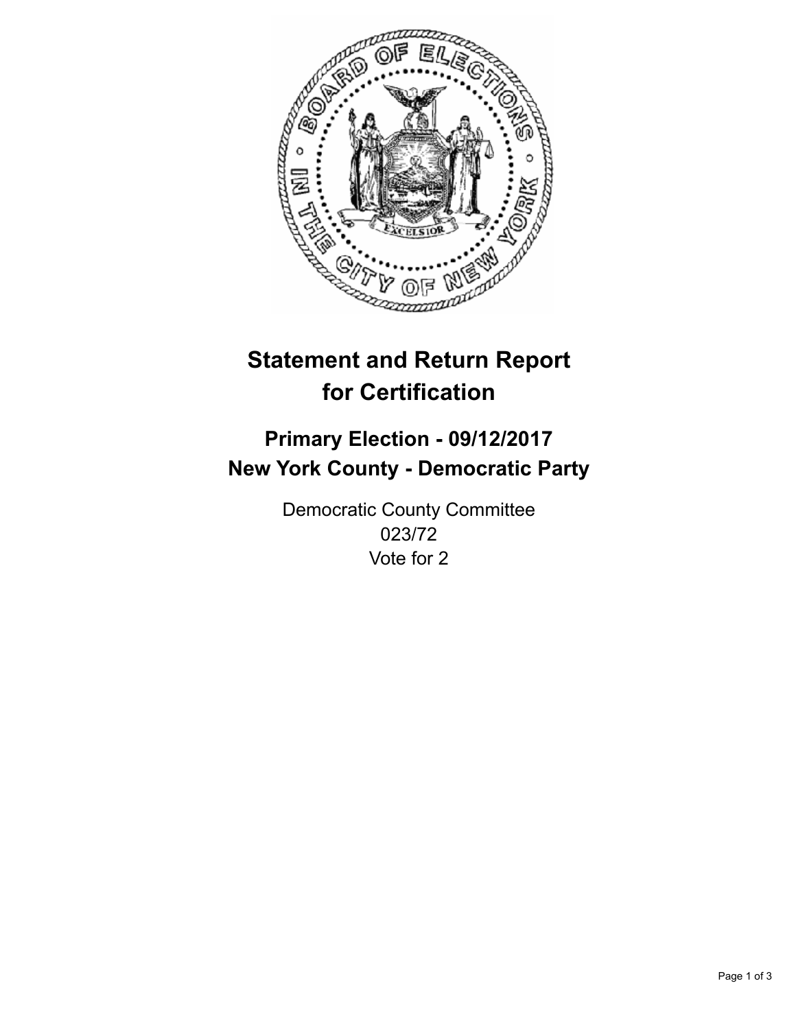# Statement and Return Report for Certification

## Primary Election - 09/12/2017
## New York County - Democratic Party

Democratic County Committee
023/72
Vote for 2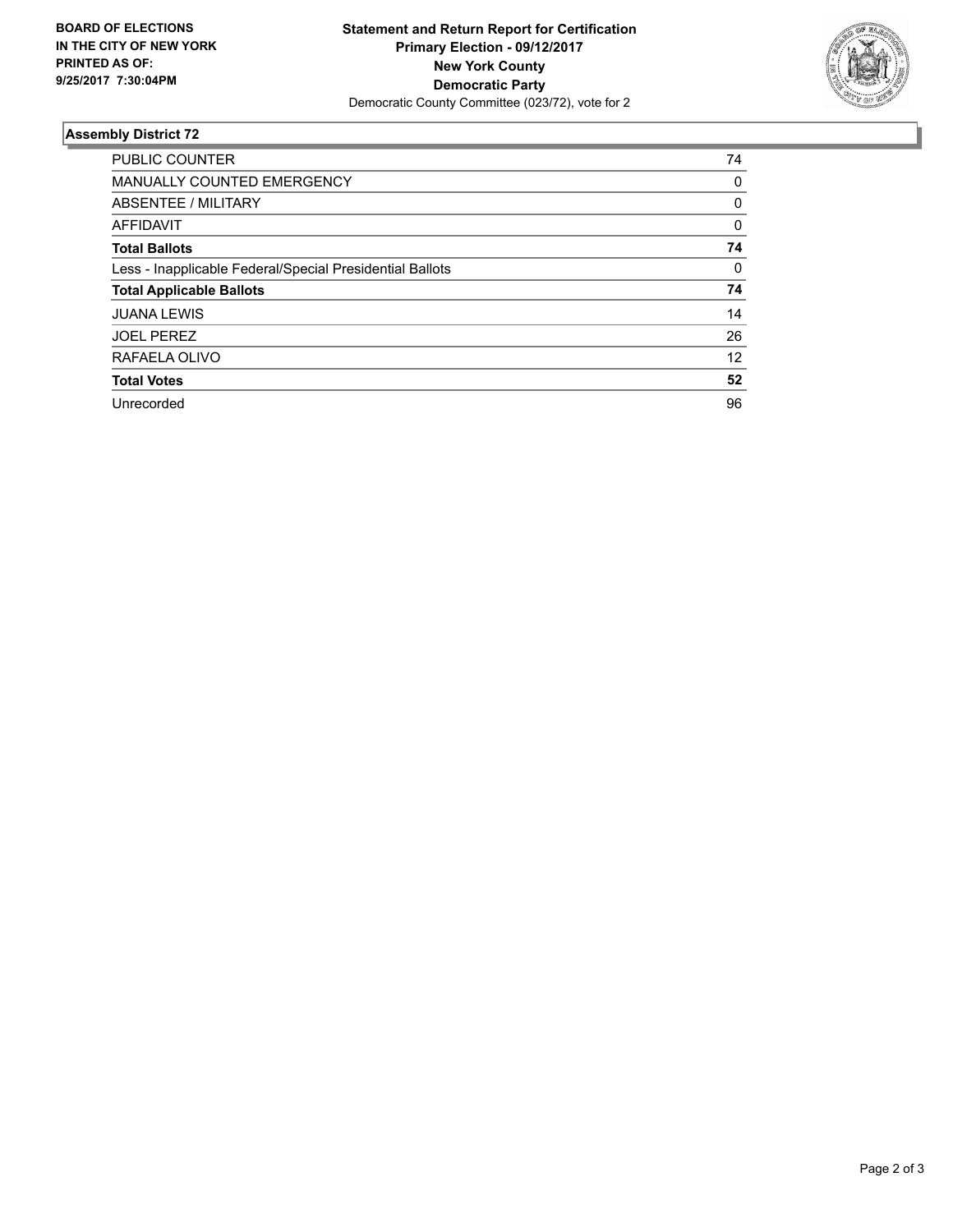**BOARD OF ELECTIONS IN THE CITY OF NEW YORK PRINTED AS OF: 9/25/2017 7:30:04PM**

**Statement and Return Report for Certification**
**Primary Election - 09/12/2017**
**New York County**
**Democratic Party**
Democratic County Committee (023/72), vote for 2

## Assembly District 72

| | |
|---|---|
| PUBLIC COUNTER | 74 |
| MANUALLY COUNTED EMERGENCY | 0 |
| ABSENTEE / MILITARY | 0 |
| AFFIDAVIT | 0 |
| **Total Ballots** | **74** |
| Less - Inapplicable Federal/Special Presidential Ballots | 0 |
| **Total Applicable Ballots** | **74** |
| JUANA LEWIS | 14 |
| JOEL PEREZ | 26 |
| RAFAELA OLIVO | 12 |
| **Total Votes** | **52** |
| Unrecorded | 96 |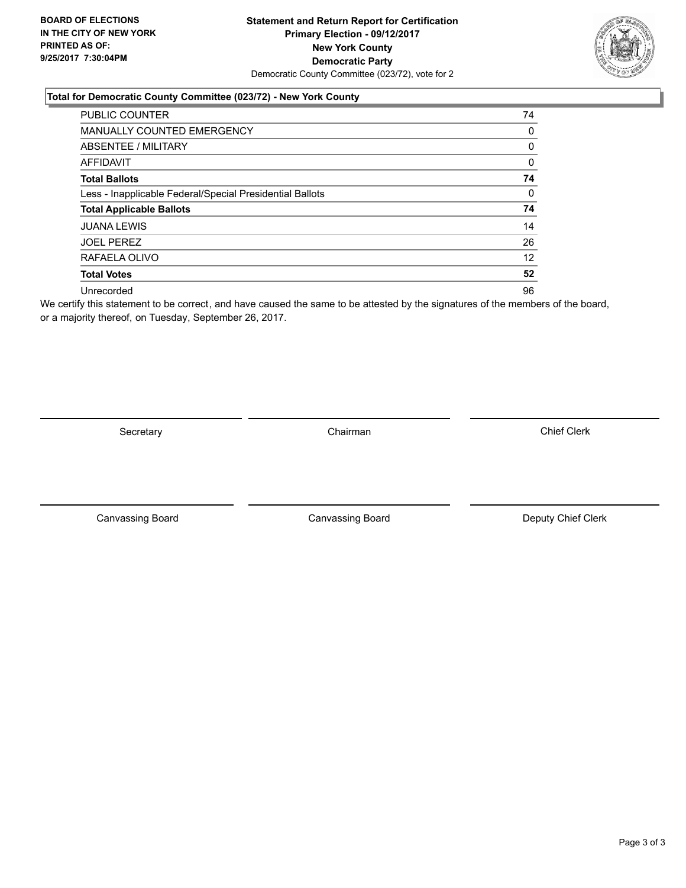**BOARD OF ELECTIONS**
**IN THE CITY OF NEW YORK**
**PRINTED AS OF:**
**9/25/2017 7:30:04PM**

**Statement and Return Report for Certification**
**Primary Election - 09/12/2017**
**New York County**
**Democratic Party**
Democratic County Committee (023/72), vote for 2

### Total for Democratic County Committee (023/72) - New York County

| | |
|---|---|
| PUBLIC COUNTER | 74 |
| MANUALLY COUNTED EMERGENCY | 0 |
| ABSENTEE / MILITARY | 0 |
| AFFIDAVIT | 0 |
| **Total Ballots** | **74** |
| Less - Inapplicable Federal/Special Presidential Ballots | 0 |
| **Total Applicable Ballots** | **74** |
| JUANA LEWIS | 14 |
| JOEL PEREZ | 26 |
| RAFAELA OLIVO | 12 |
| **Total Votes** | **52** |
| Unrecorded | 96 |

We certify this statement to be correct, and have caused the same to be attested by the signatures of the members of the board, or a majority thereof, on Tuesday, September 26, 2017.

Secretary

Chairman

Chief Clerk

Canvassing Board

Canvassing Board

Deputy Chief Clerk